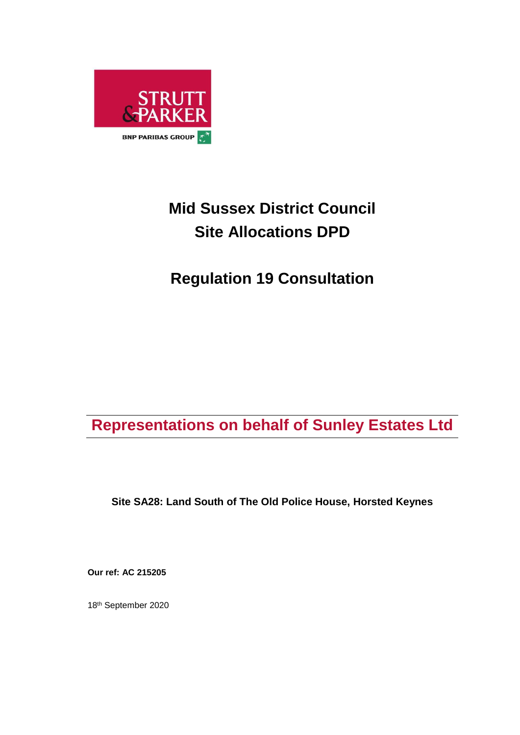STRUTT & PARKER

BNP PARIBAS GROUP

# Mid Sussex District Council
# Site Allocations DPD

# Regulation 19 Consultation

## Representations on behalf of Sunley Estates Ltd

**Site SA28: Land South of The Old Police House, Horsted Keynes**

**Our ref: AC 215205**

18th September 2020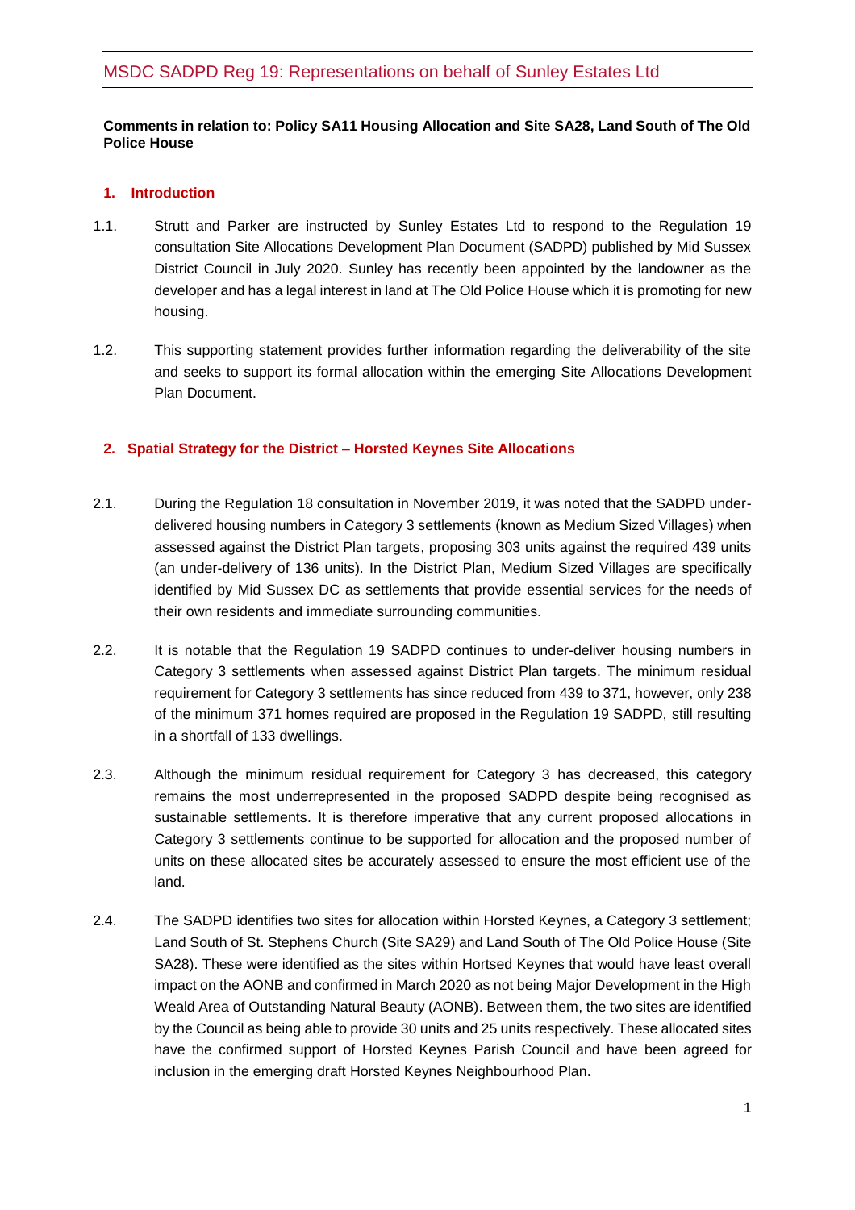**Comments in relation to: Policy SA11 Housing Allocation and Site SA28, Land South of The Old Police House**

## 1. Introduction

1.1. Strutt and Parker are instructed by Sunley Estates Ltd to respond to the Regulation 19 consultation Site Allocations Development Plan Document (SADPD) published by Mid Sussex District Council in July 2020. Sunley has recently been appointed by the landowner as the developer and has a legal interest in land at The Old Police House which it is promoting for new housing.

1.2. This supporting statement provides further information regarding the deliverability of the site and seeks to support its formal allocation within the emerging Site Allocations Development Plan Document.

## 2. Spatial Strategy for the District – Horsted Keynes Site Allocations

2.1. During the Regulation 18 consultation in November 2019, it was noted that the SADPD under-delivered housing numbers in Category 3 settlements (known as Medium Sized Villages) when assessed against the District Plan targets, proposing 303 units against the required 439 units (an under-delivery of 136 units). In the District Plan, Medium Sized Villages are specifically identified by Mid Sussex DC as settlements that provide essential services for the needs of their own residents and immediate surrounding communities.

2.2. It is notable that the Regulation 19 SADPD continues to under-deliver housing numbers in Category 3 settlements when assessed against District Plan targets. The minimum residual requirement for Category 3 settlements has since reduced from 439 to 371, however, only 238 of the minimum 371 homes required are proposed in the Regulation 19 SADPD, still resulting in a shortfall of 133 dwellings.

2.3. Although the minimum residual requirement for Category 3 has decreased, this category remains the most underrepresented in the proposed SADPD despite being recognised as sustainable settlements. It is therefore imperative that any current proposed allocations in Category 3 settlements continue to be supported for allocation and the proposed number of units on these allocated sites be accurately assessed to ensure the most efficient use of the land.

2.4. The SADPD identifies two sites for allocation within Horsted Keynes, a Category 3 settlement; Land South of St. Stephens Church (Site SA29) and Land South of The Old Police House (Site SA28). These were identified as the sites within Hortsed Keynes that would have least overall impact on the AONB and confirmed in March 2020 as not being Major Development in the High Weald Area of Outstanding Natural Beauty (AONB). Between them, the two sites are identified by the Council as being able to provide 30 units and 25 units respectively. These allocated sites have the confirmed support of Horsted Keynes Parish Council and have been agreed for inclusion in the emerging draft Horsted Keynes Neighbourhood Plan.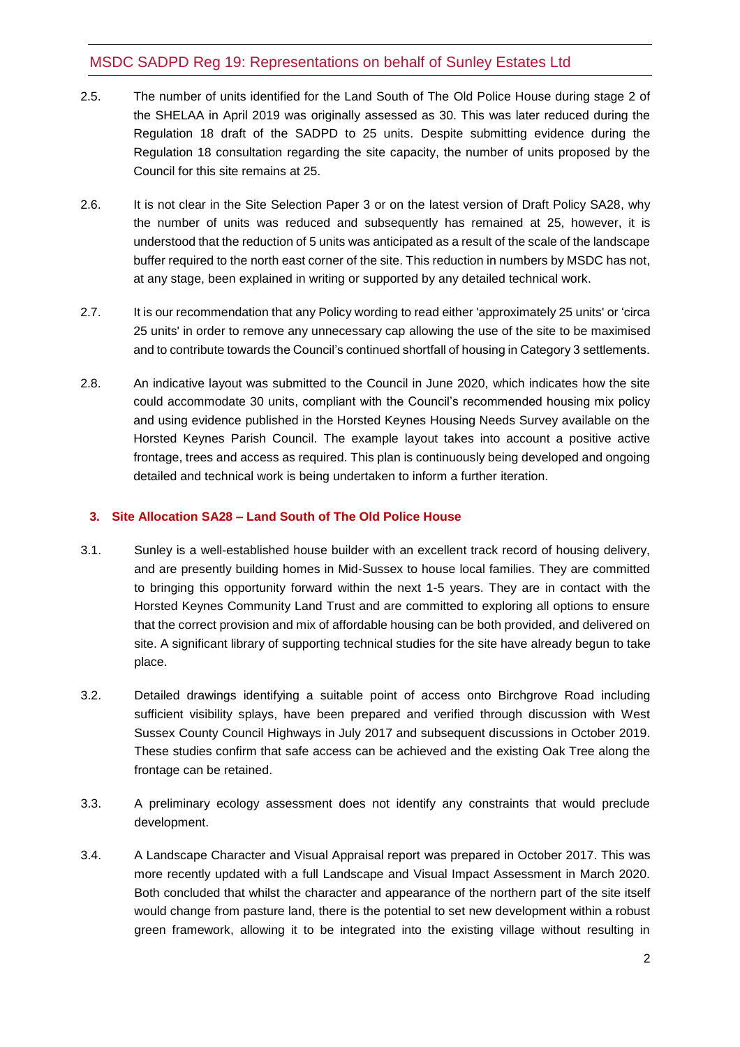2.5. The number of units identified for the Land South of The Old Police House during stage 2 of the SHELAA in April 2019 was originally assessed as 30. This was later reduced during the Regulation 18 draft of the SADPD to 25 units. Despite submitting evidence during the Regulation 18 consultation regarding the site capacity, the number of units proposed by the Council for this site remains at 25.

2.6. It is not clear in the Site Selection Paper 3 or on the latest version of Draft Policy SA28, why the number of units was reduced and subsequently has remained at 25, however, it is understood that the reduction of 5 units was anticipated as a result of the scale of the landscape buffer required to the north east corner of the site. This reduction in numbers by MSDC has not, at any stage, been explained in writing or supported by any detailed technical work.

2.7. It is our recommendation that any Policy wording to read either 'approximately 25 units' or 'circa 25 units' in order to remove any unnecessary cap allowing the use of the site to be maximised and to contribute towards the Council's continued shortfall of housing in Category 3 settlements.

2.8. An indicative layout was submitted to the Council in June 2020, which indicates how the site could accommodate 30 units, compliant with the Council's recommended housing mix policy and using evidence published in the Horsted Keynes Housing Needs Survey available on the Horsted Keynes Parish Council. The example layout takes into account a positive active frontage, trees and access as required. This plan is continuously being developed and ongoing detailed and technical work is being undertaken to inform a further iteration.

## 3. Site Allocation SA28 – Land South of The Old Police House

3.1. Sunley is a well-established house builder with an excellent track record of housing delivery, and are presently building homes in Mid-Sussex to house local families. They are committed to bringing this opportunity forward within the next 1-5 years. They are in contact with the Horsted Keynes Community Land Trust and are committed to exploring all options to ensure that the correct provision and mix of affordable housing can be both provided, and delivered on site. A significant library of supporting technical studies for the site have already begun to take place.

3.2. Detailed drawings identifying a suitable point of access onto Birchgrove Road including sufficient visibility splays, have been prepared and verified through discussion with West Sussex County Council Highways in July 2017 and subsequent discussions in October 2019. These studies confirm that safe access can be achieved and the existing Oak Tree along the frontage can be retained.

3.3. A preliminary ecology assessment does not identify any constraints that would preclude development.

3.4. A Landscape Character and Visual Appraisal report was prepared in October 2017. This was more recently updated with a full Landscape and Visual Impact Assessment in March 2020. Both concluded that whilst the character and appearance of the northern part of the site itself would change from pasture land, there is the potential to set new development within a robust green framework, allowing it to be integrated into the existing village without resulting in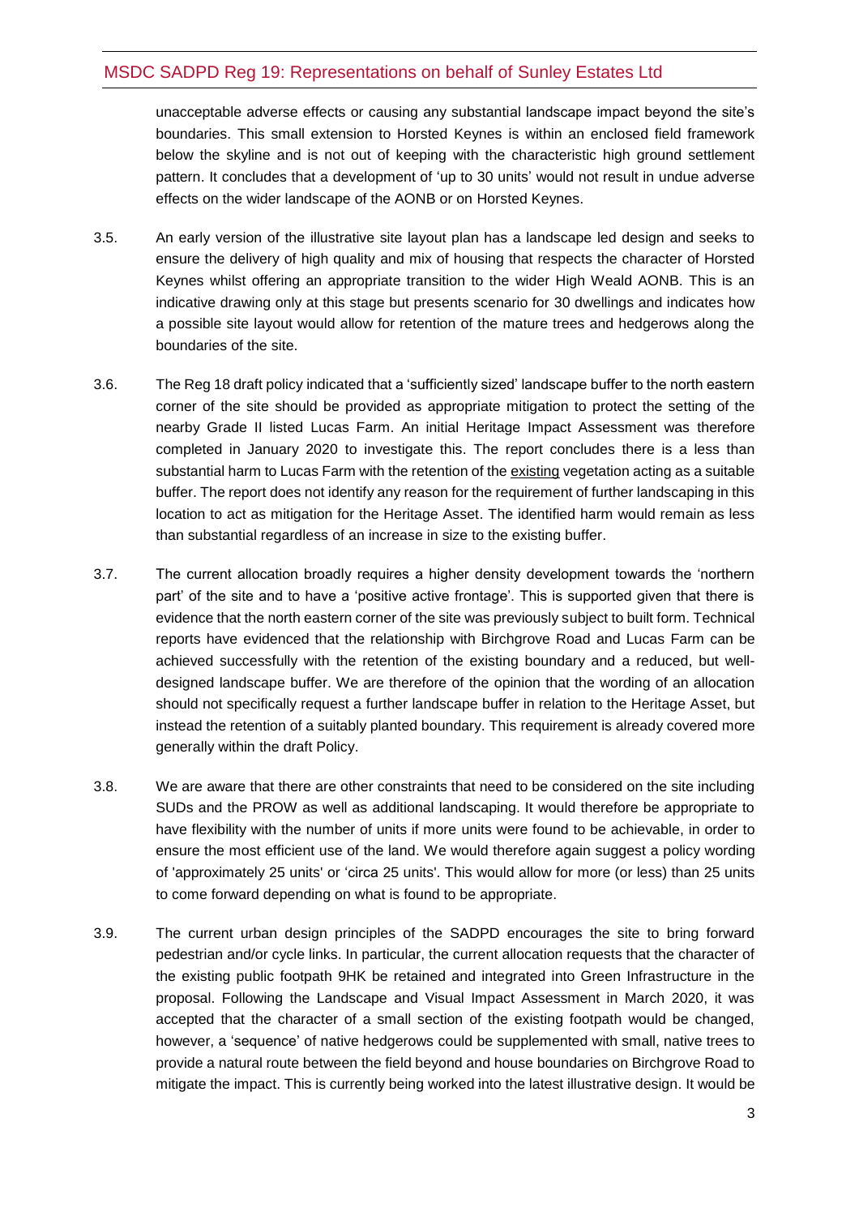unacceptable adverse effects or causing any substantial landscape impact beyond the site's boundaries. This small extension to Horsted Keynes is within an enclosed field framework below the skyline and is not out of keeping with the characteristic high ground settlement pattern. It concludes that a development of 'up to 30 units' would not result in undue adverse effects on the wider landscape of the AONB or on Horsted Keynes.

3.5. An early version of the illustrative site layout plan has a landscape led design and seeks to ensure the delivery of high quality and mix of housing that respects the character of Horsted Keynes whilst offering an appropriate transition to the wider High Weald AONB. This is an indicative drawing only at this stage but presents scenario for 30 dwellings and indicates how a possible site layout would allow for retention of the mature trees and hedgerows along the boundaries of the site.

3.6. The Reg 18 draft policy indicated that a 'sufficiently sized' landscape buffer to the north eastern corner of the site should be provided as appropriate mitigation to protect the setting of the nearby Grade II listed Lucas Farm. An initial Heritage Impact Assessment was therefore completed in January 2020 to investigate this. The report concludes there is a less than substantial harm to Lucas Farm with the retention of the existing vegetation acting as a suitable buffer. The report does not identify any reason for the requirement of further landscaping in this location to act as mitigation for the Heritage Asset. The identified harm would remain as less than substantial regardless of an increase in size to the existing buffer.

3.7. The current allocation broadly requires a higher density development towards the 'northern part' of the site and to have a 'positive active frontage'. This is supported given that there is evidence that the north eastern corner of the site was previously subject to built form. Technical reports have evidenced that the relationship with Birchgrove Road and Lucas Farm can be achieved successfully with the retention of the existing boundary and a reduced, but well-designed landscape buffer. We are therefore of the opinion that the wording of an allocation should not specifically request a further landscape buffer in relation to the Heritage Asset, but instead the retention of a suitably planted boundary. This requirement is already covered more generally within the draft Policy.

3.8. We are aware that there are other constraints that need to be considered on the site including SUDs and the PROW as well as additional landscaping. It would therefore be appropriate to have flexibility with the number of units if more units were found to be achievable, in order to ensure the most efficient use of the land. We would therefore again suggest a policy wording of 'approximately 25 units' or 'circa 25 units'. This would allow for more (or less) than 25 units to come forward depending on what is found to be appropriate.

3.9. The current urban design principles of the SADPD encourages the site to bring forward pedestrian and/or cycle links. In particular, the current allocation requests that the character of the existing public footpath 9HK be retained and integrated into Green Infrastructure in the proposal. Following the Landscape and Visual Impact Assessment in March 2020, it was accepted that the character of a small section of the existing footpath would be changed, however, a 'sequence' of native hedgerows could be supplemented with small, native trees to provide a natural route between the field beyond and house boundaries on Birchgrove Road to mitigate the impact. This is currently being worked into the latest illustrative design. It would be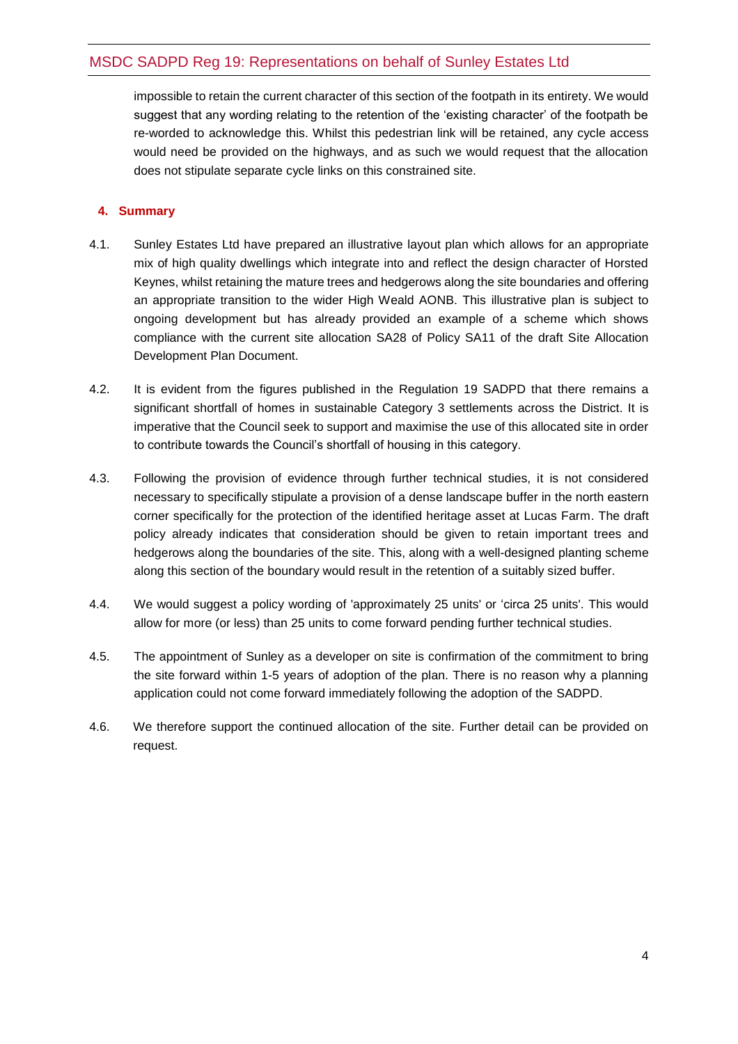impossible to retain the current character of this section of the footpath in its entirety. We would suggest that any wording relating to the retention of the 'existing character' of the footpath be re-worded to acknowledge this. Whilst this pedestrian link will be retained, any cycle access would need be provided on the highways, and as such we would request that the allocation does not stipulate separate cycle links on this constrained site.

## 4. Summary

4.1. Sunley Estates Ltd have prepared an illustrative layout plan which allows for an appropriate mix of high quality dwellings which integrate into and reflect the design character of Horsted Keynes, whilst retaining the mature trees and hedgerows along the site boundaries and offering an appropriate transition to the wider High Weald AONB. This illustrative plan is subject to ongoing development but has already provided an example of a scheme which shows compliance with the current site allocation SA28 of Policy SA11 of the draft Site Allocation Development Plan Document.

4.2. It is evident from the figures published in the Regulation 19 SADPD that there remains a significant shortfall of homes in sustainable Category 3 settlements across the District. It is imperative that the Council seek to support and maximise the use of this allocated site in order to contribute towards the Council's shortfall of housing in this category.

4.3. Following the provision of evidence through further technical studies, it is not considered necessary to specifically stipulate a provision of a dense landscape buffer in the north eastern corner specifically for the protection of the identified heritage asset at Lucas Farm. The draft policy already indicates that consideration should be given to retain important trees and hedgerows along the boundaries of the site. This, along with a well-designed planting scheme along this section of the boundary would result in the retention of a suitably sized buffer.

4.4. We would suggest a policy wording of 'approximately 25 units' or 'circa 25 units'. This would allow for more (or less) than 25 units to come forward pending further technical studies.

4.5. The appointment of Sunley as a developer on site is confirmation of the commitment to bring the site forward within 1-5 years of adoption of the plan. There is no reason why a planning application could not come forward immediately following the adoption of the SADPD.

4.6. We therefore support the continued allocation of the site. Further detail can be provided on request.